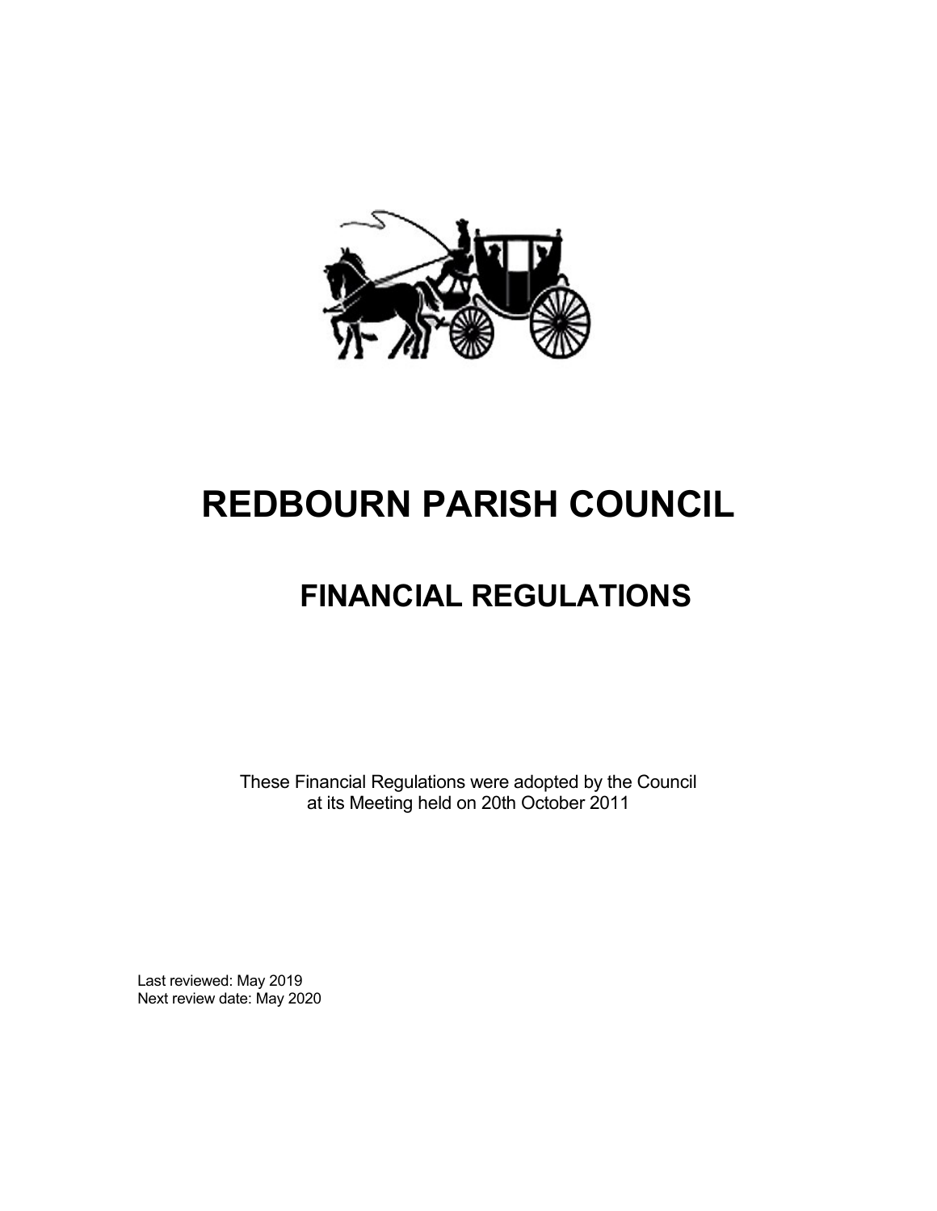# REDBOURN PARISH COUNCIL

## FINANCIAL REGULATIONS

These Financial Regulations were adopted by the Council at its Meeting held on 20th October 2011

Last reviewed: May 2019
Next review date: May 2020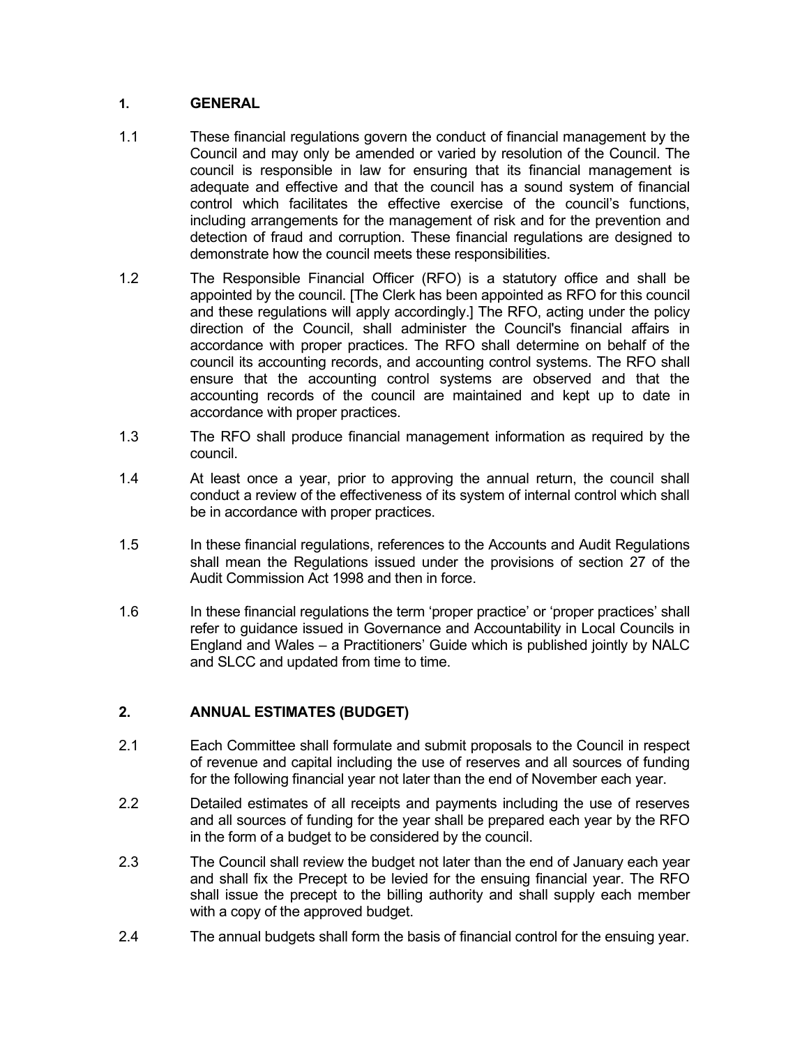## 1. GENERAL

1.1 These financial regulations govern the conduct of financial management by the Council and may only be amended or varied by resolution of the Council. The council is responsible in law for ensuring that its financial management is adequate and effective and that the council has a sound system of financial control which facilitates the effective exercise of the council's functions, including arrangements for the management of risk and for the prevention and detection of fraud and corruption. These financial regulations are designed to demonstrate how the council meets these responsibilities.

1.2 The Responsible Financial Officer (RFO) is a statutory office and shall be appointed by the council. [The Clerk has been appointed as RFO for this council and these regulations will apply accordingly.] The RFO, acting under the policy direction of the Council, shall administer the Council's financial affairs in accordance with proper practices. The RFO shall determine on behalf of the council its accounting records, and accounting control systems. The RFO shall ensure that the accounting control systems are observed and that the accounting records of the council are maintained and kept up to date in accordance with proper practices.

1.3 The RFO shall produce financial management information as required by the council.

1.4 At least once a year, prior to approving the annual return, the council shall conduct a review of the effectiveness of its system of internal control which shall be in accordance with proper practices.

1.5 In these financial regulations, references to the Accounts and Audit Regulations shall mean the Regulations issued under the provisions of section 27 of the Audit Commission Act 1998 and then in force.

1.6 In these financial regulations the term 'proper practice' or 'proper practices' shall refer to guidance issued in Governance and Accountability in Local Councils in England and Wales – a Practitioners' Guide which is published jointly by NALC and SLCC and updated from time to time.

## 2. ANNUAL ESTIMATES (BUDGET)

2.1 Each Committee shall formulate and submit proposals to the Council in respect of revenue and capital including the use of reserves and all sources of funding for the following financial year not later than the end of November each year.

2.2 Detailed estimates of all receipts and payments including the use of reserves and all sources of funding for the year shall be prepared each year by the RFO in the form of a budget to be considered by the council.

2.3 The Council shall review the budget not later than the end of January each year and shall fix the Precept to be levied for the ensuing financial year. The RFO shall issue the precept to the billing authority and shall supply each member with a copy of the approved budget.

2.4 The annual budgets shall form the basis of financial control for the ensuing year.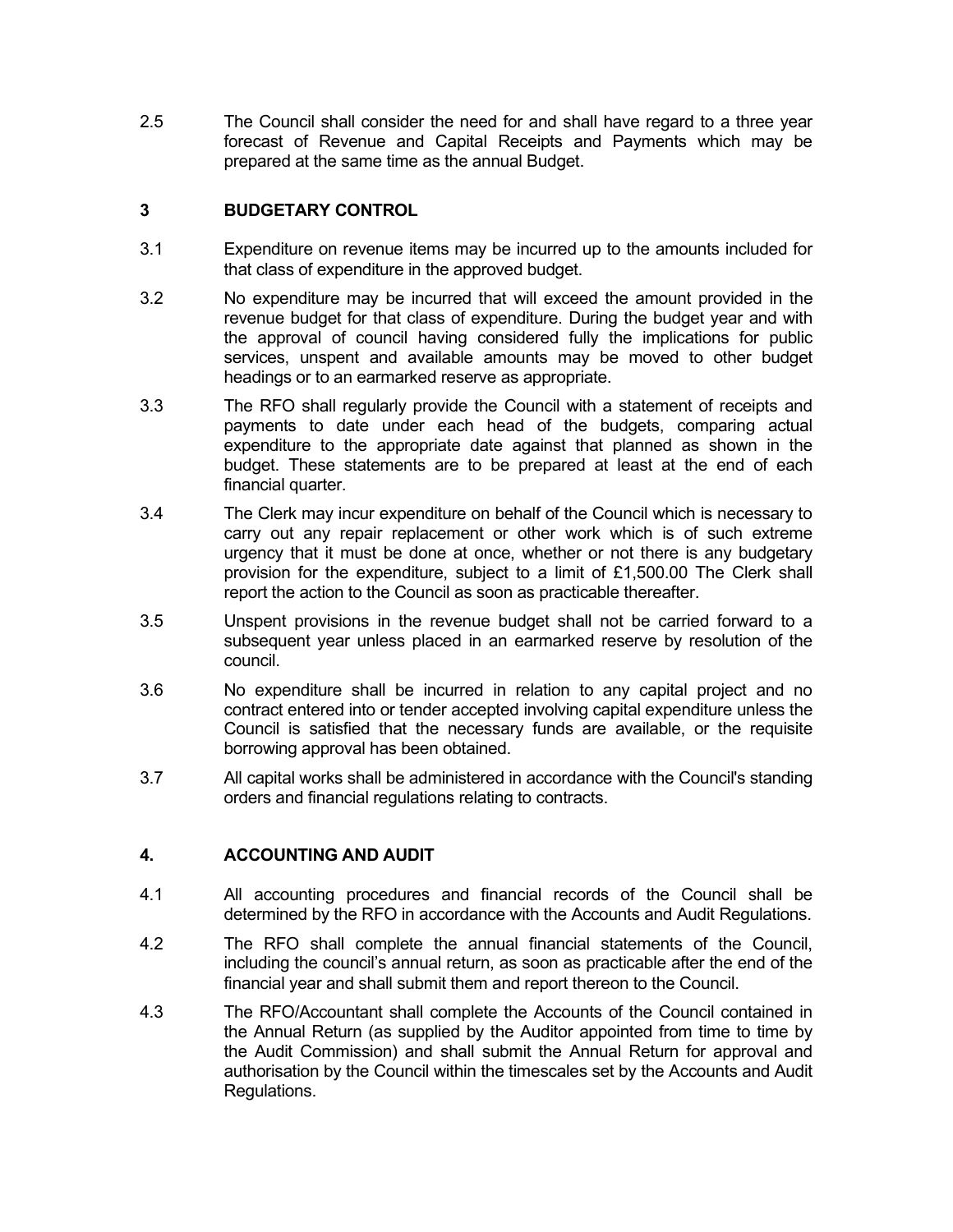2.5 The Council shall consider the need for and shall have regard to a three year forecast of Revenue and Capital Receipts and Payments which may be prepared at the same time as the annual Budget.

## 3 BUDGETARY CONTROL

3.1 Expenditure on revenue items may be incurred up to the amounts included for that class of expenditure in the approved budget.

3.2 No expenditure may be incurred that will exceed the amount provided in the revenue budget for that class of expenditure. During the budget year and with the approval of council having considered fully the implications for public services, unspent and available amounts may be moved to other budget headings or to an earmarked reserve as appropriate.

3.3 The RFO shall regularly provide the Council with a statement of receipts and payments to date under each head of the budgets, comparing actual expenditure to the appropriate date against that planned as shown in the budget. These statements are to be prepared at least at the end of each financial quarter.

3.4 The Clerk may incur expenditure on behalf of the Council which is necessary to carry out any repair replacement or other work which is of such extreme urgency that it must be done at once, whether or not there is any budgetary provision for the expenditure, subject to a limit of £1,500.00 The Clerk shall report the action to the Council as soon as practicable thereafter.

3.5 Unspent provisions in the revenue budget shall not be carried forward to a subsequent year unless placed in an earmarked reserve by resolution of the council.

3.6 No expenditure shall be incurred in relation to any capital project and no contract entered into or tender accepted involving capital expenditure unless the Council is satisfied that the necessary funds are available, or the requisite borrowing approval has been obtained.

3.7 All capital works shall be administered in accordance with the Council's standing orders and financial regulations relating to contracts.

## 4. ACCOUNTING AND AUDIT

4.1 All accounting procedures and financial records of the Council shall be determined by the RFO in accordance with the Accounts and Audit Regulations.

4.2 The RFO shall complete the annual financial statements of the Council, including the council's annual return, as soon as practicable after the end of the financial year and shall submit them and report thereon to the Council.

4.3 The RFO/Accountant shall complete the Accounts of the Council contained in the Annual Return (as supplied by the Auditor appointed from time to time by the Audit Commission) and shall submit the Annual Return for approval and authorisation by the Council within the timescales set by the Accounts and Audit Regulations.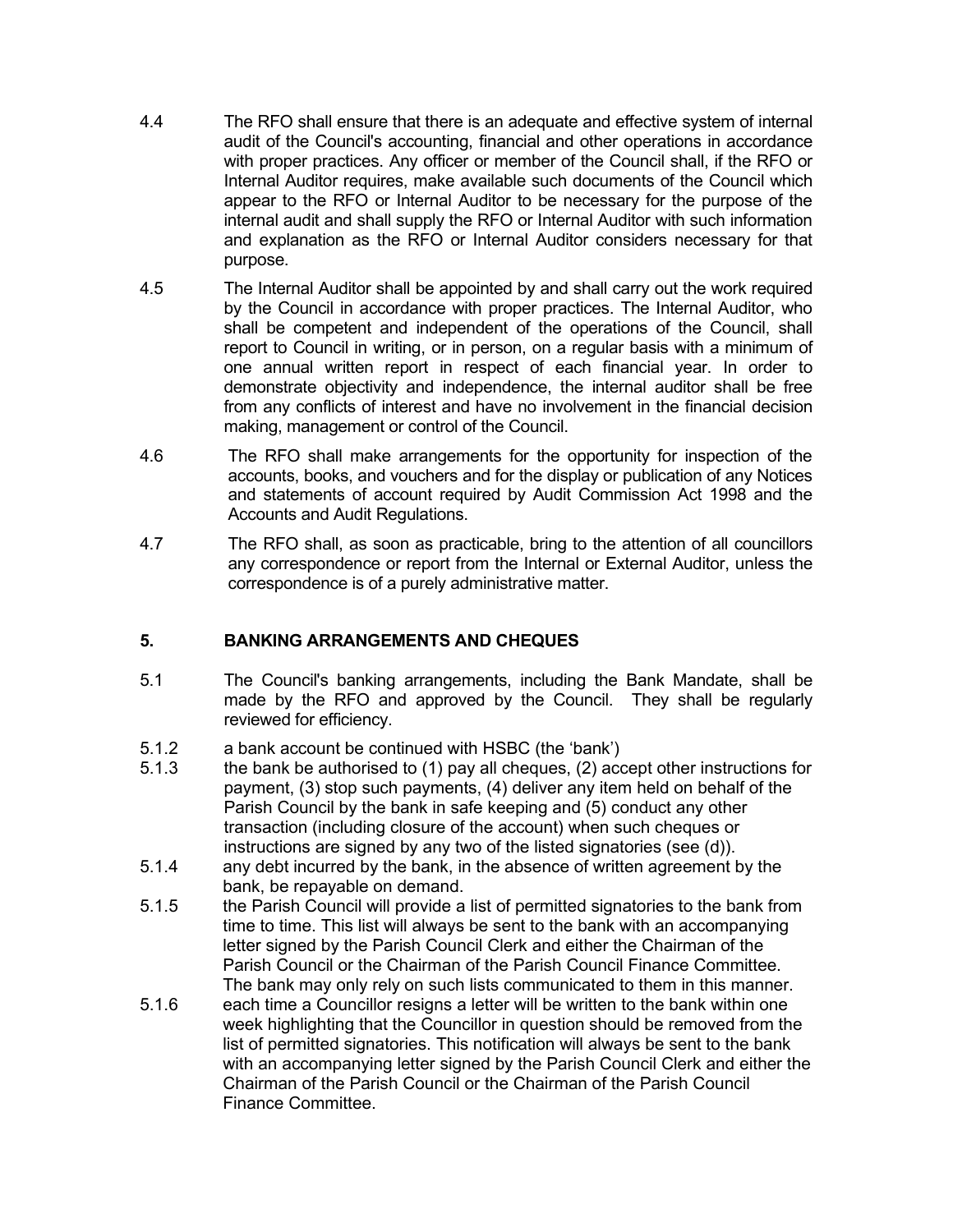4.4 The RFO shall ensure that there is an adequate and effective system of internal audit of the Council's accounting, financial and other operations in accordance with proper practices. Any officer or member of the Council shall, if the RFO or Internal Auditor requires, make available such documents of the Council which appear to the RFO or Internal Auditor to be necessary for the purpose of the internal audit and shall supply the RFO or Internal Auditor with such information and explanation as the RFO or Internal Auditor considers necessary for that purpose.

4.5 The Internal Auditor shall be appointed by and shall carry out the work required by the Council in accordance with proper practices. The Internal Auditor, who shall be competent and independent of the operations of the Council, shall report to Council in writing, or in person, on a regular basis with a minimum of one annual written report in respect of each financial year. In order to demonstrate objectivity and independence, the internal auditor shall be free from any conflicts of interest and have no involvement in the financial decision making, management or control of the Council.

4.6 The RFO shall make arrangements for the opportunity for inspection of the accounts, books, and vouchers and for the display or publication of any Notices and statements of account required by Audit Commission Act 1998 and the Accounts and Audit Regulations.

4.7 The RFO shall, as soon as practicable, bring to the attention of all councillors any correspondence or report from the Internal or External Auditor, unless the correspondence is of a purely administrative matter.

## 5. BANKING ARRANGEMENTS AND CHEQUES

5.1 The Council's banking arrangements, including the Bank Mandate, shall be made by the RFO and approved by the Council. They shall be regularly reviewed for efficiency.

5.1.2 a bank account be continued with HSBC (the 'bank')

5.1.3 the bank be authorised to (1) pay all cheques, (2) accept other instructions for payment, (3) stop such payments, (4) deliver any item held on behalf of the Parish Council by the bank in safe keeping and (5) conduct any other transaction (including closure of the account) when such cheques or instructions are signed by any two of the listed signatories (see (d)).

5.1.4 any debt incurred by the bank, in the absence of written agreement by the bank, be repayable on demand.

5.1.5 the Parish Council will provide a list of permitted signatories to the bank from time to time. This list will always be sent to the bank with an accompanying letter signed by the Parish Council Clerk and either the Chairman of the Parish Council or the Chairman of the Parish Council Finance Committee. The bank may only rely on such lists communicated to them in this manner.

5.1.6 each time a Councillor resigns a letter will be written to the bank within one week highlighting that the Councillor in question should be removed from the list of permitted signatories. This notification will always be sent to the bank with an accompanying letter signed by the Parish Council Clerk and either the Chairman of the Parish Council or the Chairman of the Parish Council Finance Committee.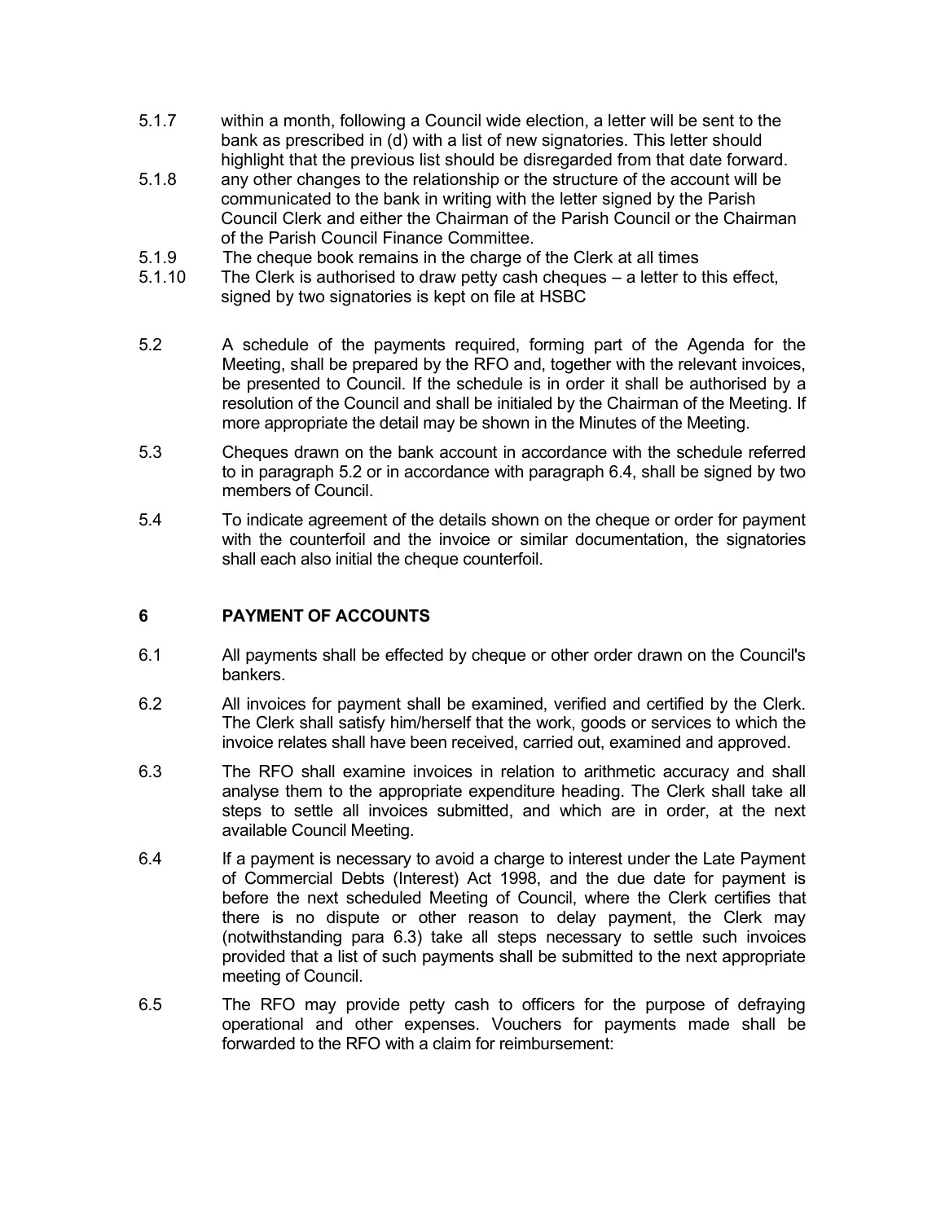5.1.7 within a month, following a Council wide election, a letter will be sent to the bank as prescribed in (d) with a list of new signatories. This letter should highlight that the previous list should be disregarded from that date forward.

5.1.8 any other changes to the relationship or the structure of the account will be communicated to the bank in writing with the letter signed by the Parish Council Clerk and either the Chairman of the Parish Council or the Chairman of the Parish Council Finance Committee.

5.1.9 The cheque book remains in the charge of the Clerk at all times

5.1.10 The Clerk is authorised to draw petty cash cheques – a letter to this effect, signed by two signatories is kept on file at HSBC

5.2 A schedule of the payments required, forming part of the Agenda for the Meeting, shall be prepared by the RFO and, together with the relevant invoices, be presented to Council. If the schedule is in order it shall be authorised by a resolution of the Council and shall be initialed by the Chairman of the Meeting. If more appropriate the detail may be shown in the Minutes of the Meeting.

5.3 Cheques drawn on the bank account in accordance with the schedule referred to in paragraph 5.2 or in accordance with paragraph 6.4, shall be signed by two members of Council.

5.4 To indicate agreement of the details shown on the cheque or order for payment with the counterfoil and the invoice or similar documentation, the signatories shall each also initial the cheque counterfoil.

## 6 PAYMENT OF ACCOUNTS

6.1 All payments shall be effected by cheque or other order drawn on the Council's bankers.

6.2 All invoices for payment shall be examined, verified and certified by the Clerk. The Clerk shall satisfy him/herself that the work, goods or services to which the invoice relates shall have been received, carried out, examined and approved.

6.3 The RFO shall examine invoices in relation to arithmetic accuracy and shall analyse them to the appropriate expenditure heading. The Clerk shall take all steps to settle all invoices submitted, and which are in order, at the next available Council Meeting.

6.4 If a payment is necessary to avoid a charge to interest under the Late Payment of Commercial Debts (Interest) Act 1998, and the due date for payment is before the next scheduled Meeting of Council, where the Clerk certifies that there is no dispute or other reason to delay payment, the Clerk may (notwithstanding para 6.3) take all steps necessary to settle such invoices provided that a list of such payments shall be submitted to the next appropriate meeting of Council.

6.5 The RFO may provide petty cash to officers for the purpose of defraying operational and other expenses. Vouchers for payments made shall be forwarded to the RFO with a claim for reimbursement: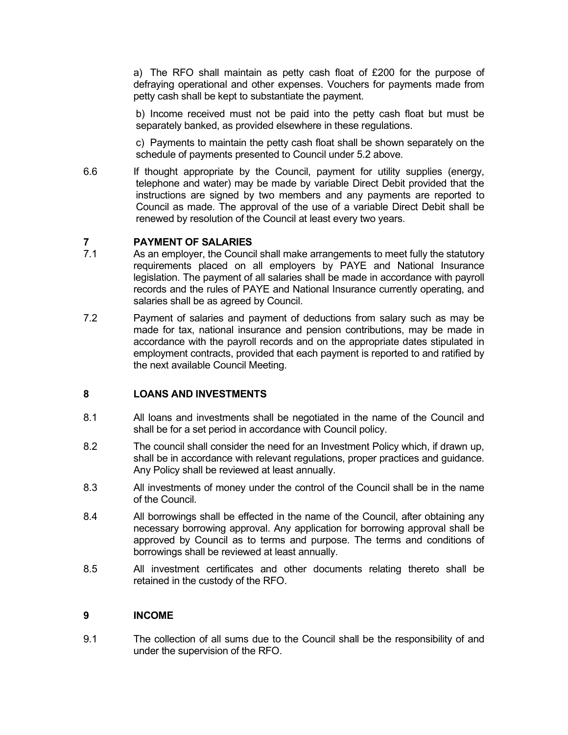a) The RFO shall maintain as petty cash float of £200 for the purpose of defraying operational and other expenses. Vouchers for payments made from petty cash shall be kept to substantiate the payment.

b) Income received must not be paid into the petty cash float but must be separately banked, as provided elsewhere in these regulations.

c) Payments to maintain the petty cash float shall be shown separately on the schedule of payments presented to Council under 5.2 above.

6.6 If thought appropriate by the Council, payment for utility supplies (energy, telephone and water) may be made by variable Direct Debit provided that the instructions are signed by two members and any payments are reported to Council as made. The approval of the use of a variable Direct Debit shall be renewed by resolution of the Council at least every two years.

## 7 PAYMENT OF SALARIES

7.1 As an employer, the Council shall make arrangements to meet fully the statutory requirements placed on all employers by PAYE and National Insurance legislation. The payment of all salaries shall be made in accordance with payroll records and the rules of PAYE and National Insurance currently operating, and salaries shall be as agreed by Council.

7.2 Payment of salaries and payment of deductions from salary such as may be made for tax, national insurance and pension contributions, may be made in accordance with the payroll records and on the appropriate dates stipulated in employment contracts, provided that each payment is reported to and ratified by the next available Council Meeting.

## 8 LOANS AND INVESTMENTS

8.1 All loans and investments shall be negotiated in the name of the Council and shall be for a set period in accordance with Council policy.

8.2 The council shall consider the need for an Investment Policy which, if drawn up, shall be in accordance with relevant regulations, proper practices and guidance. Any Policy shall be reviewed at least annually.

8.3 All investments of money under the control of the Council shall be in the name of the Council.

8.4 All borrowings shall be effected in the name of the Council, after obtaining any necessary borrowing approval. Any application for borrowing approval shall be approved by Council as to terms and purpose. The terms and conditions of borrowings shall be reviewed at least annually.

8.5 All investment certificates and other documents relating thereto shall be retained in the custody of the RFO.

## 9 INCOME

9.1 The collection of all sums due to the Council shall be the responsibility of and under the supervision of the RFO.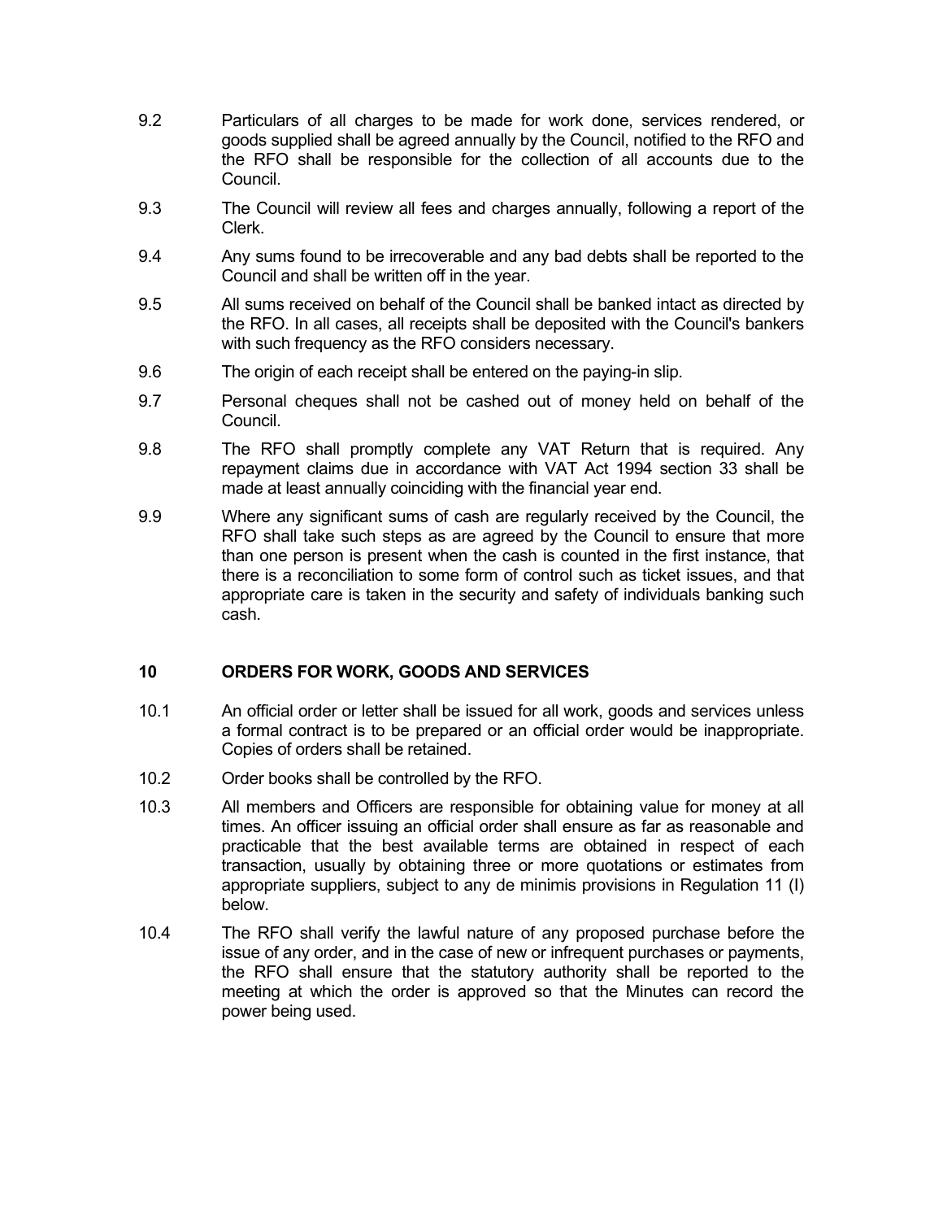9.2 Particulars of all charges to be made for work done, services rendered, or goods supplied shall be agreed annually by the Council, notified to the RFO and the RFO shall be responsible for the collection of all accounts due to the Council.

9.3 The Council will review all fees and charges annually, following a report of the Clerk.

9.4 Any sums found to be irrecoverable and any bad debts shall be reported to the Council and shall be written off in the year.

9.5 All sums received on behalf of the Council shall be banked intact as directed by the RFO. In all cases, all receipts shall be deposited with the Council's bankers with such frequency as the RFO considers necessary.

9.6 The origin of each receipt shall be entered on the paying-in slip.

9.7 Personal cheques shall not be cashed out of money held on behalf of the Council.

9.8 The RFO shall promptly complete any VAT Return that is required. Any repayment claims due in accordance with VAT Act 1994 section 33 shall be made at least annually coinciding with the financial year end.

9.9 Where any significant sums of cash are regularly received by the Council, the RFO shall take such steps as are agreed by the Council to ensure that more than one person is present when the cash is counted in the first instance, that there is a reconciliation to some form of control such as ticket issues, and that appropriate care is taken in the security and safety of individuals banking such cash.

## 10 ORDERS FOR WORK, GOODS AND SERVICES

10.1 An official order or letter shall be issued for all work, goods and services unless a formal contract is to be prepared or an official order would be inappropriate. Copies of orders shall be retained.

10.2 Order books shall be controlled by the RFO.

10.3 All members and Officers are responsible for obtaining value for money at all times. An officer issuing an official order shall ensure as far as reasonable and practicable that the best available terms are obtained in respect of each transaction, usually by obtaining three or more quotations or estimates from appropriate suppliers, subject to any de minimis provisions in Regulation 11 (I) below.

10.4 The RFO shall verify the lawful nature of any proposed purchase before the issue of any order, and in the case of new or infrequent purchases or payments, the RFO shall ensure that the statutory authority shall be reported to the meeting at which the order is approved so that the Minutes can record the power being used.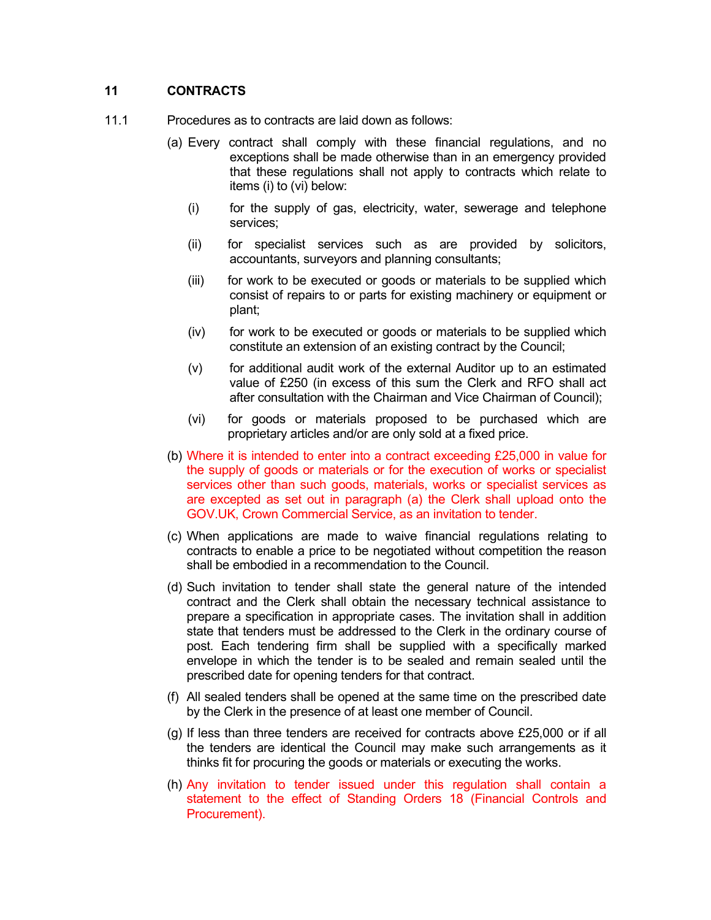## 11 CONTRACTS

11.1 Procedures as to contracts are laid down as follows:

(a) Every contract shall comply with these financial regulations, and no exceptions shall be made otherwise than in an emergency provided that these regulations shall not apply to contracts which relate to items (i) to (vi) below:

- (i) for the supply of gas, electricity, water, sewerage and telephone services;
- (ii) for specialist services such as are provided by solicitors, accountants, surveyors and planning consultants;
- (iii) for work to be executed or goods or materials to be supplied which consist of repairs to or parts for existing machinery or equipment or plant;
- (iv) for work to be executed or goods or materials to be supplied which constitute an extension of an existing contract by the Council;
- (v) for additional audit work of the external Auditor up to an estimated value of £250 (in excess of this sum the Clerk and RFO shall act after consultation with the Chairman and Vice Chairman of Council);
- (vi) for goods or materials proposed to be purchased which are proprietary articles and/or are only sold at a fixed price.

(b) Where it is intended to enter into a contract exceeding £25,000 in value for the supply of goods or materials or for the execution of works or specialist services other than such goods, materials, works or specialist services as are excepted as set out in paragraph (a) the Clerk shall upload onto the GOV.UK, Crown Commercial Service, as an invitation to tender.

(c) When applications are made to waive financial regulations relating to contracts to enable a price to be negotiated without competition the reason shall be embodied in a recommendation to the Council.

(d) Such invitation to tender shall state the general nature of the intended contract and the Clerk shall obtain the necessary technical assistance to prepare a specification in appropriate cases. The invitation shall in addition state that tenders must be addressed to the Clerk in the ordinary course of post. Each tendering firm shall be supplied with a specifically marked envelope in which the tender is to be sealed and remain sealed until the prescribed date for opening tenders for that contract.

(f) All sealed tenders shall be opened at the same time on the prescribed date by the Clerk in the presence of at least one member of Council.

(g) If less than three tenders are received for contracts above £25,000 or if all the tenders are identical the Council may make such arrangements as it thinks fit for procuring the goods or materials or executing the works.

(h) Any invitation to tender issued under this regulation shall contain a statement to the effect of Standing Orders 18 (Financial Controls and Procurement).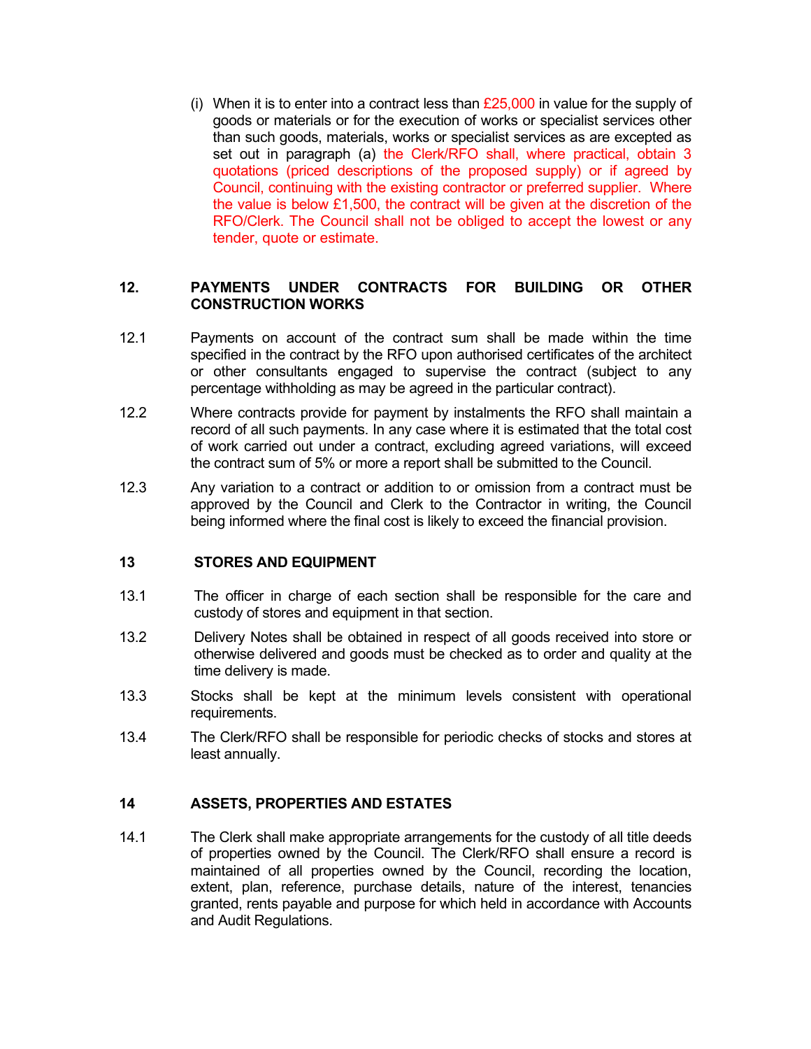(i) When it is to enter into a contract less than £25,000 in value for the supply of goods or materials or for the execution of works or specialist services other than such goods, materials, works or specialist services as are excepted as set out in paragraph (a) the Clerk/RFO shall, where practical, obtain 3 quotations (priced descriptions of the proposed supply) or if agreed by Council, continuing with the existing contractor or preferred supplier. Where the value is below £1,500, the contract will be given at the discretion of the RFO/Clerk. The Council shall not be obliged to accept the lowest or any tender, quote or estimate.

## 12. PAYMENTS UNDER CONTRACTS FOR BUILDING OR OTHER CONSTRUCTION WORKS

12.1 Payments on account of the contract sum shall be made within the time specified in the contract by the RFO upon authorised certificates of the architect or other consultants engaged to supervise the contract (subject to any percentage withholding as may be agreed in the particular contract).

12.2 Where contracts provide for payment by instalments the RFO shall maintain a record of all such payments. In any case where it is estimated that the total cost of work carried out under a contract, excluding agreed variations, will exceed the contract sum of 5% or more a report shall be submitted to the Council.

12.3 Any variation to a contract or addition to or omission from a contract must be approved by the Council and Clerk to the Contractor in writing, the Council being informed where the final cost is likely to exceed the financial provision.

## 13 STORES AND EQUIPMENT

13.1 The officer in charge of each section shall be responsible for the care and custody of stores and equipment in that section.

13.2 Delivery Notes shall be obtained in respect of all goods received into store or otherwise delivered and goods must be checked as to order and quality at the time delivery is made.

13.3 Stocks shall be kept at the minimum levels consistent with operational requirements.

13.4 The Clerk/RFO shall be responsible for periodic checks of stocks and stores at least annually.

## 14 ASSETS, PROPERTIES AND ESTATES

14.1 The Clerk shall make appropriate arrangements for the custody of all title deeds of properties owned by the Council. The Clerk/RFO shall ensure a record is maintained of all properties owned by the Council, recording the location, extent, plan, reference, purchase details, nature of the interest, tenancies granted, rents payable and purpose for which held in accordance with Accounts and Audit Regulations.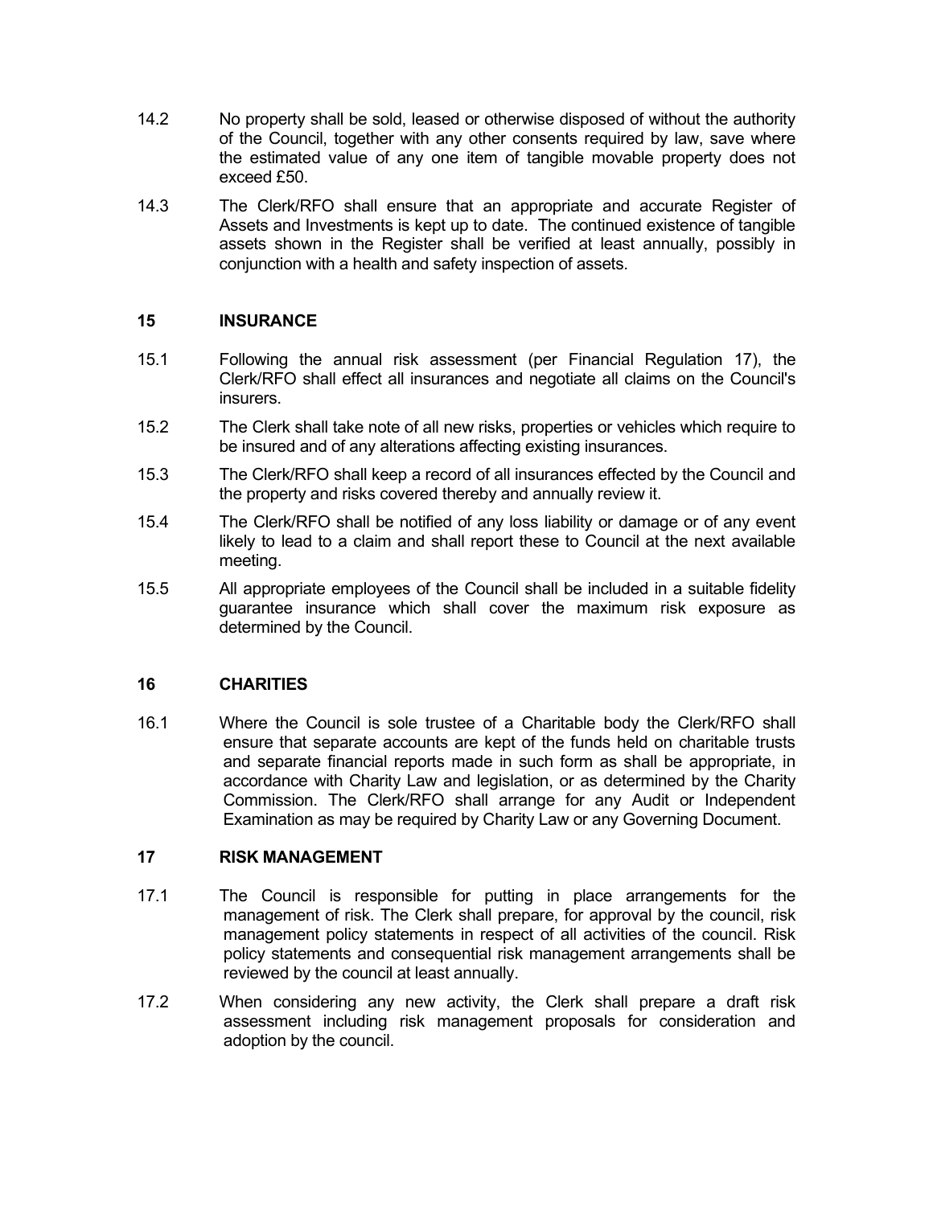14.2 No property shall be sold, leased or otherwise disposed of without the authority of the Council, together with any other consents required by law, save where the estimated value of any one item of tangible movable property does not exceed £50.

14.3 The Clerk/RFO shall ensure that an appropriate and accurate Register of Assets and Investments is kept up to date. The continued existence of tangible assets shown in the Register shall be verified at least annually, possibly in conjunction with a health and safety inspection of assets.

## 15 INSURANCE

15.1 Following the annual risk assessment (per Financial Regulation 17), the Clerk/RFO shall effect all insurances and negotiate all claims on the Council's insurers.

15.2 The Clerk shall take note of all new risks, properties or vehicles which require to be insured and of any alterations affecting existing insurances.

15.3 The Clerk/RFO shall keep a record of all insurances effected by the Council and the property and risks covered thereby and annually review it.

15.4 The Clerk/RFO shall be notified of any loss liability or damage or of any event likely to lead to a claim and shall report these to Council at the next available meeting.

15.5 All appropriate employees of the Council shall be included in a suitable fidelity guarantee insurance which shall cover the maximum risk exposure as determined by the Council.

## 16 CHARITIES

16.1 Where the Council is sole trustee of a Charitable body the Clerk/RFO shall ensure that separate accounts are kept of the funds held on charitable trusts and separate financial reports made in such form as shall be appropriate, in accordance with Charity Law and legislation, or as determined by the Charity Commission. The Clerk/RFO shall arrange for any Audit or Independent Examination as may be required by Charity Law or any Governing Document.

## 17 RISK MANAGEMENT

17.1 The Council is responsible for putting in place arrangements for the management of risk. The Clerk shall prepare, for approval by the council, risk management policy statements in respect of all activities of the council. Risk policy statements and consequential risk management arrangements shall be reviewed by the council at least annually.

17.2 When considering any new activity, the Clerk shall prepare a draft risk assessment including risk management proposals for consideration and adoption by the council.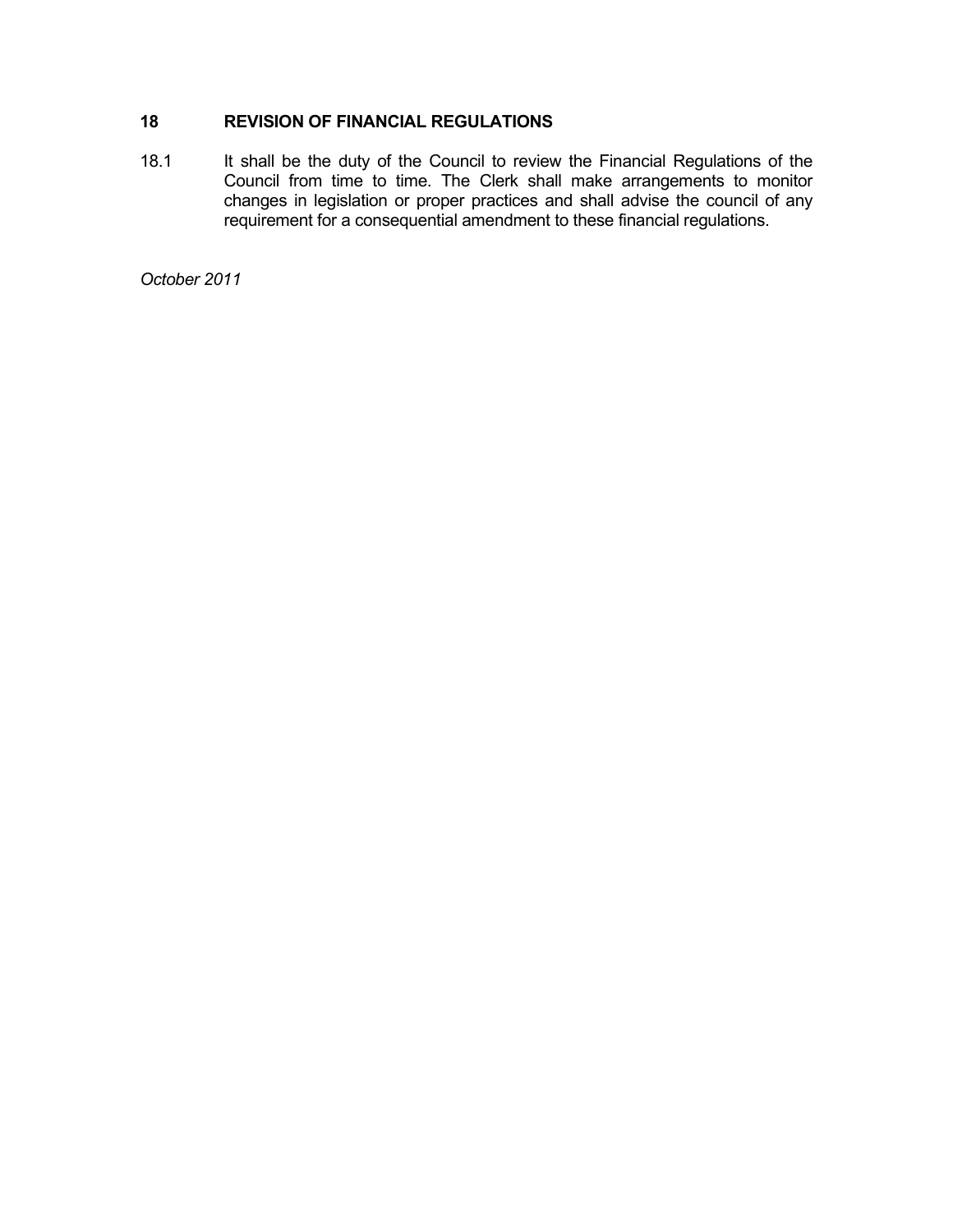## 18 REVISION OF FINANCIAL REGULATIONS

18.1 It shall be the duty of the Council to review the Financial Regulations of the Council from time to time. The Clerk shall make arrangements to monitor changes in legislation or proper practices and shall advise the council of any requirement for a consequential amendment to these financial regulations.

*October 2011*